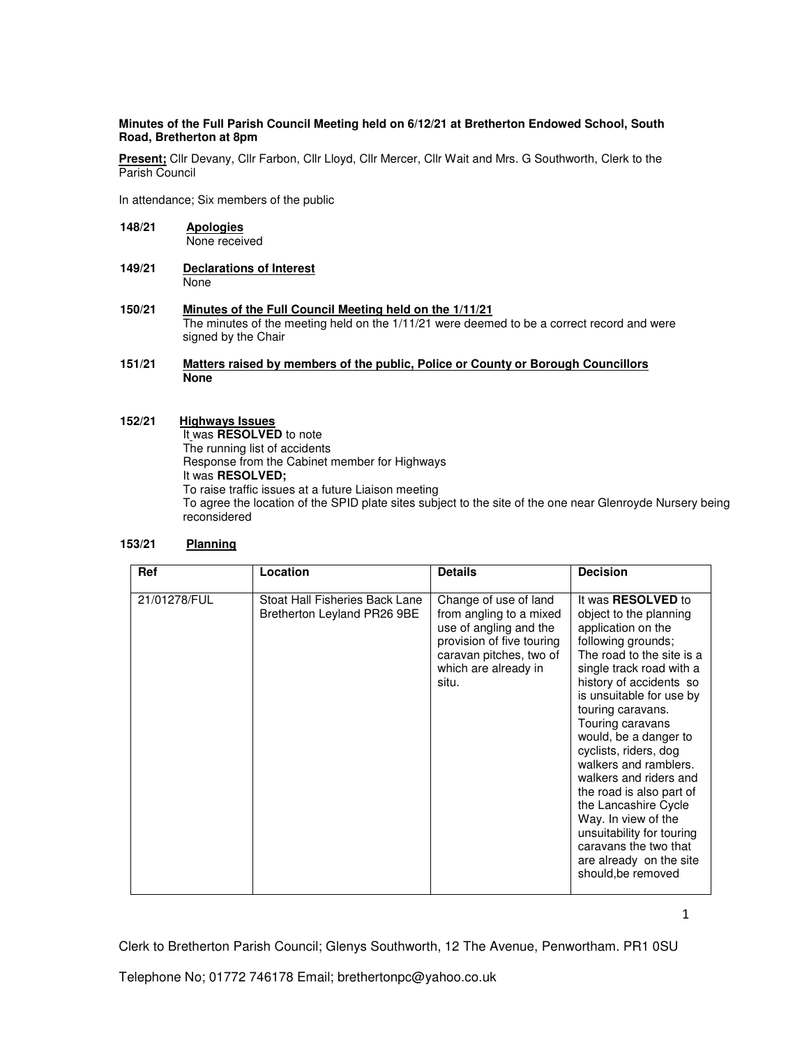**Minutes of the Full Parish Council Meeting held on 6/12/21 at Bretherton Endowed School, South Road, Bretherton at 8pm**

**Present;** Cllr Devany, Cllr Farbon, Cllr Lloyd, Cllr Mercer, Cllr Wait and Mrs. G Southworth, Clerk to the Parish Council

In attendance; Six members of the public

**148/21 Apologies**
None received

**149/21 Declarations of Interest**
None

**150/21 Minutes of the Full Council Meeting held on the 1/11/21**
The minutes of the meeting held on the 1/11/21 were deemed to be a correct record and were signed by the Chair

**151/21 Matters raised by members of the public, Police or County or Borough Councillors**
**None**

**152/21 Highways Issues**
It was **RESOLVED** to note
The running list of accidents
Response from the Cabinet member for Highways
It was **RESOLVED;**
To raise traffic issues at a future Liaison meeting
To agree the location of the SPID plate sites subject to the site of the one near Glenroyde Nursery being reconsidered

**153/21 Planning**

| Ref | Location | Details | Decision |
|---|---|---|---|
| 21/01278/FUL | Stoat Hall Fisheries Back Lane Bretherton Leyland PR26 9BE | Change of use of land from angling to a mixed use of angling and the provision of five touring caravan pitches, two of which are already in situ. | It was **RESOLVED** to object to the planning application on the following grounds; The road to the site is a single track road with a history of accidents so is unsuitable for use by touring caravans. Touring caravans would, be a danger to cyclists, riders, dog walkers and ramblers. walkers and riders and the road is also part of the Lancashire Cycle Way. In view of the unsuitability for touring caravans the two that are already on the site should,be removed |

Clerk to Bretherton Parish Council; Glenys Southworth, 12 The Avenue, Penwortham. PR1 0SU

Telephone No; 01772 746178 Email; brethertonpc@yahoo.co.uk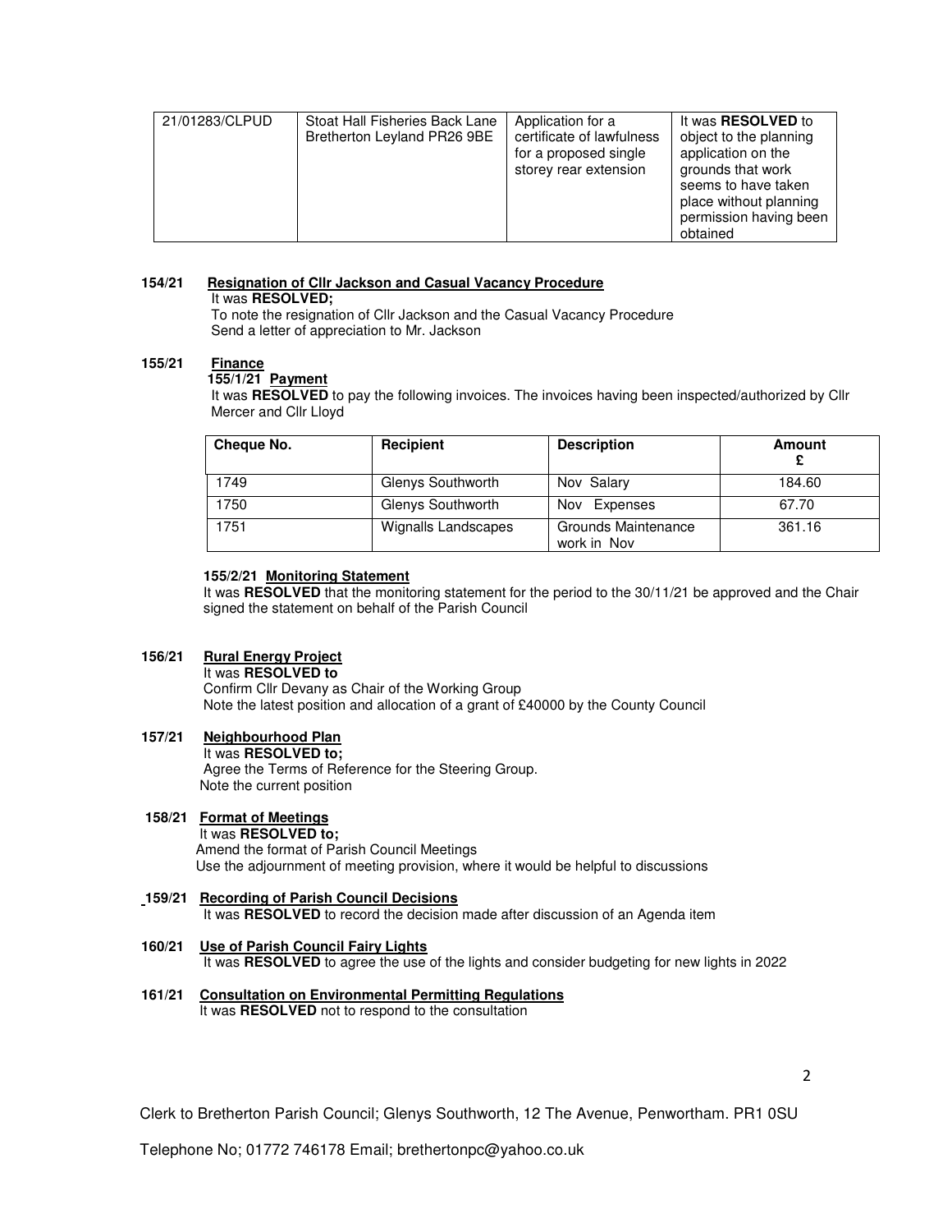| 21/01283/CLPUD | Stoat Hall Fisheries Back Lane Bretherton Leyland PR26 9BE | Application for a certificate of lawfulness for a proposed single storey rear extension | It was **RESOLVED** to object to the planning application on the grounds that work seems to have taken place without planning permission having been obtained |
|---|---|---|---|

**154/21 Resignation of Cllr Jackson and Casual Vacancy Procedure**

It was **RESOLVED;**

To note the resignation of Cllr Jackson and the Casual Vacancy Procedure
Send a letter of appreciation to Mr. Jackson

**155/21 Finance**

**155/1/21 Payment**

It was **RESOLVED** to pay the following invoices. The invoices having been inspected/authorized by Cllr Mercer and Cllr Lloyd

| Cheque No. | Recipient | Description | Amount £ |
|---|---|---|---|
| 1749 | Glenys Southworth | Nov Salary | 184.60 |
| 1750 | Glenys Southworth | Nov Expenses | 67.70 |
| 1751 | Wignalls Landscapes | Grounds Maintenance work in Nov | 361.16 |

**155/2/21 Monitoring Statement**

It was **RESOLVED** that the monitoring statement for the period to the 30/11/21 be approved and the Chair signed the statement on behalf of the Parish Council

**156/21 Rural Energy Project**

It was **RESOLVED to**

Confirm Cllr Devany as Chair of the Working Group
Note the latest position and allocation of a grant of £40000 by the County Council

**157/21 Neighbourhood Plan**

It was **RESOLVED to;**

Agree the Terms of Reference for the Steering Group.
Note the current position

**158/21 Format of Meetings**

It was **RESOLVED to;**

Amend the format of Parish Council Meetings
Use the adjournment of meeting provision, where it would be helpful to discussions

**159/21 Recording of Parish Council Decisions**

It was **RESOLVED** to record the decision made after discussion of an Agenda item

**160/21 Use of Parish Council Fairy Lights**

It was **RESOLVED** to agree the use of the lights and consider budgeting for new lights in 2022

**161/21 Consultation on Environmental Permitting Regulations**

It was **RESOLVED** not to respond to the consultation

Clerk to Bretherton Parish Council; Glenys Southworth, 12 The Avenue, Penwortham. PR1 0SU

Telephone No; 01772 746178 Email; brethertonpc@yahoo.co.uk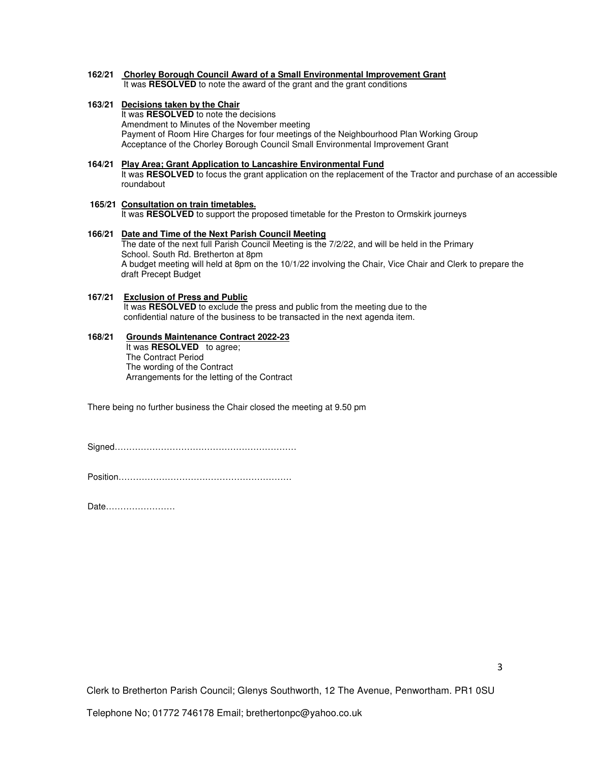**162/21 Chorley Borough Council Award of a Small Environmental Improvement Grant**
It was **RESOLVED** to note the award of the grant and the grant conditions

**163/21 Decisions taken by the Chair**
It was **RESOLVED** to note the decisions
Amendment to Minutes of the November meeting
Payment of Room Hire Charges for four meetings of the Neighbourhood Plan Working Group
Acceptance of the Chorley Borough Council Small Environmental Improvement Grant

**164/21 Play Area; Grant Application to Lancashire Environmental Fund**
It was **RESOLVED** to focus the grant application on the replacement of the Tractor and purchase of an accessible roundabout

**165/21 Consultation on train timetables.**
It was **RESOLVED** to support the proposed timetable for the Preston to Ormskirk journeys

**166/21 Date and Time of the Next Parish Council Meeting**
The date of the next full Parish Council Meeting is the 7/2/22, and will be held in the Primary School. South Rd. Bretherton at 8pm
A budget meeting will held at 8pm on the 10/1/22 involving the Chair, Vice Chair and Clerk to prepare the draft Precept Budget

**167/21 Exclusion of Press and Public**
It was **RESOLVED** to exclude the press and public from the meeting due to the confidential nature of the business to be transacted in the next agenda item.

**168/21 Grounds Maintenance Contract 2022-23**
It was **RESOLVED** to agree;
The Contract Period
The wording of the Contract
Arrangements for the letting of the Contract

There being no further business the Chair closed the meeting at 9.50 pm

Signed………………………………………………………

Position…………………………………………………

Date……………………

Clerk to Bretherton Parish Council; Glenys Southworth, 12 The Avenue, Penwortham. PR1 0SU

Telephone No; 01772 746178 Email; brethertonpc@yahoo.co.uk